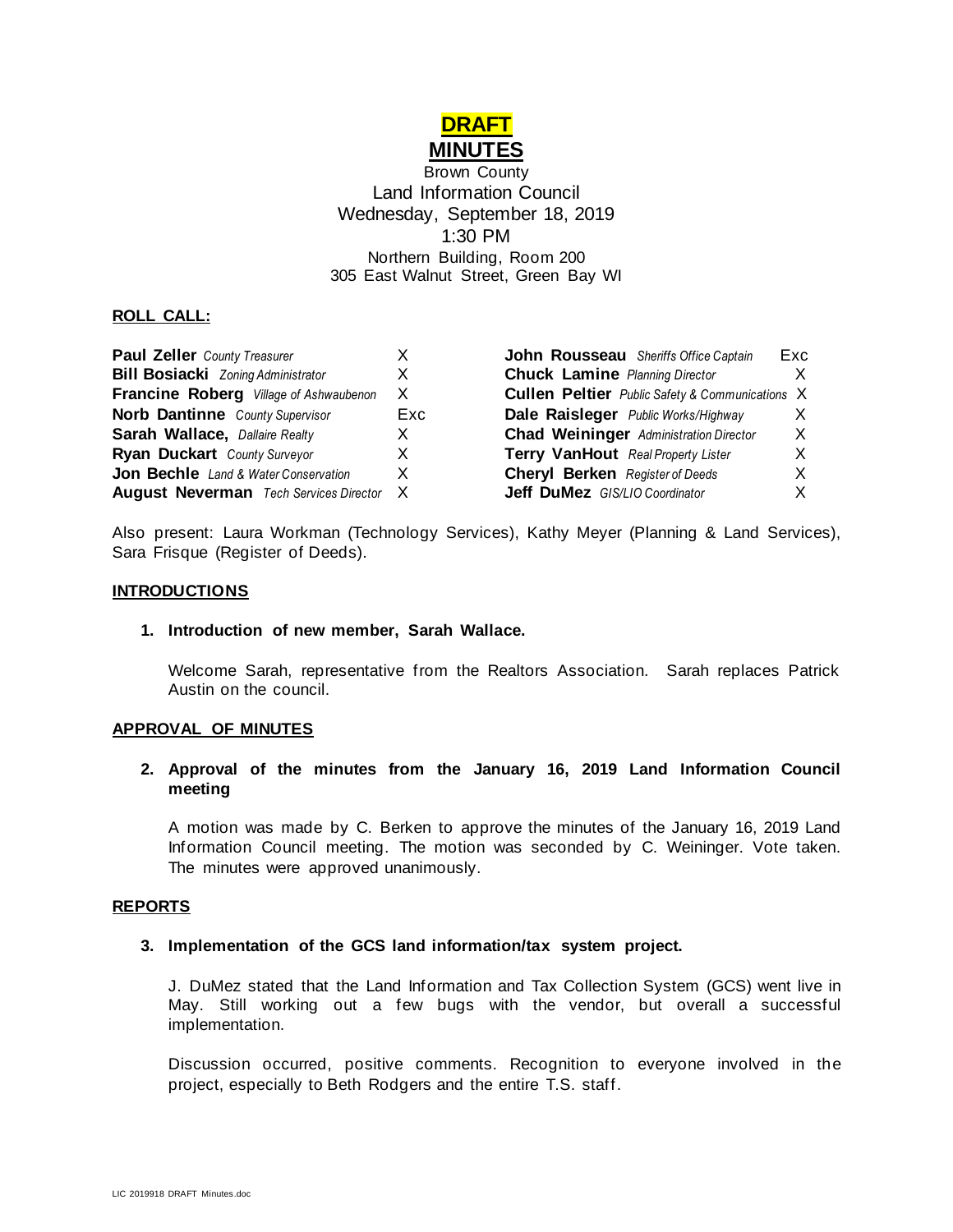# DRAFT
# MINUTES

Brown County
Land Information Council
Wednesday, September 18, 2019
1:30 PM
Northern Building, Room 200
305 East Walnut Street, Green Bay WI

**ROLL CALL:**

| | | | |
|---|---|---|---|
| **Paul Zeller** *County Treasurer* | X | **John Rousseau** *Sheriffs Office Captain* | Exc |
| **Bill Bosiacki** *Zoning Administrator* | X | **Chuck Lamine** *Planning Director* | X |
| **Francine Roberg** *Village of Ashwaubenon* | X | **Cullen Peltier** *Public Safety & Communications* | X |
| **Norb Dantinne** *County Supervisor* | Exc | **Dale Raisleger** *Public Works/Highway* | X |
| **Sarah Wallace,** *Dallaire Realty* | X | **Chad Weininger** *Administration Director* | X |
| **Ryan Duckart** *County Surveyor* | X | **Terry VanHout** *Real Property Lister* | X |
| **Jon Bechle** *Land & Water Conservation* | X | **Cheryl Berken** *Register of Deeds* | X |
| **August Neverman** *Tech Services Director* | X | **Jeff DuMez** *GIS/LIO Coordinator* | X |

Also present: Laura Workman (Technology Services), Kathy Meyer (Planning & Land Services), Sara Frisque (Register of Deeds).

**INTRODUCTIONS**

1. **Introduction of new member, Sarah Wallace.**

   Welcome Sarah, representative from the Realtors Association. Sarah replaces Patrick Austin on the council.

**APPROVAL OF MINUTES**

2. **Approval of the minutes from the January 16, 2019 Land Information Council meeting**

   A motion was made by C. Berken to approve the minutes of the January 16, 2019 Land Information Council meeting. The motion was seconded by C. Weininger. Vote taken. The minutes were approved unanimously.

**REPORTS**

3. **Implementation of the GCS land information/tax system project.**

   J. DuMez stated that the Land Information and Tax Collection System (GCS) went live in May. Still working out a few bugs with the vendor, but overall a successful implementation.

   Discussion occurred, positive comments. Recognition to everyone involved in the project, especially to Beth Rodgers and the entire T.S. staff.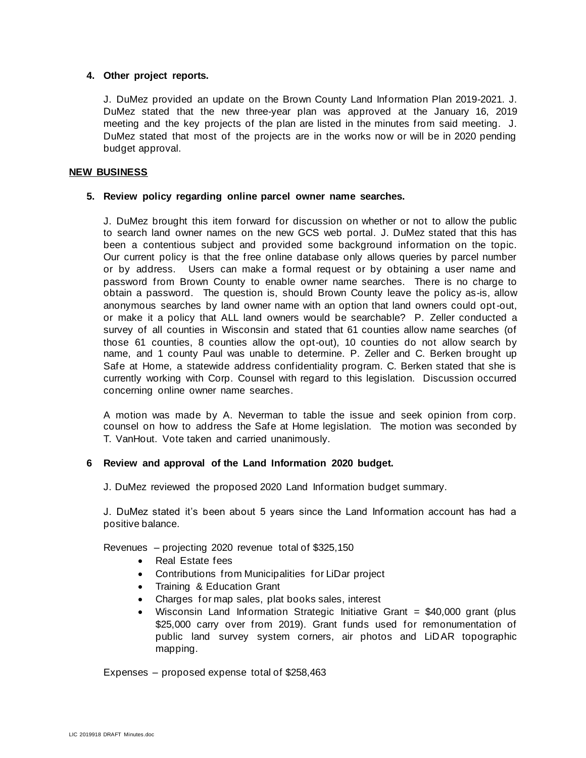**4. Other project reports.**

J. DuMez provided an update on the Brown County Land Information Plan 2019-2021. J. DuMez stated that the new three-year plan was approved at the January 16, 2019 meeting and the key projects of the plan are listed in the minutes from said meeting. J. DuMez stated that most of the projects are in the works now or will be in 2020 pending budget approval.

**NEW BUSINESS**

**5. Review policy regarding online parcel owner name searches.**

J. DuMez brought this item forward for discussion on whether or not to allow the public to search land owner names on the new GCS web portal. J. DuMez stated that this has been a contentious subject and provided some background information on the topic. Our current policy is that the free online database only allows queries by parcel number or by address. Users can make a formal request or by obtaining a user name and password from Brown County to enable owner name searches. There is no charge to obtain a password. The question is, should Brown County leave the policy as-is, allow anonymous searches by land owner name with an option that land owners could opt-out, or make it a policy that ALL land owners would be searchable? P. Zeller conducted a survey of all counties in Wisconsin and stated that 61 counties allow name searches (of those 61 counties, 8 counties allow the opt-out), 10 counties do not allow search by name, and 1 county Paul was unable to determine. P. Zeller and C. Berken brought up Safe at Home, a statewide address confidentiality program. C. Berken stated that she is currently working with Corp. Counsel with regard to this legislation. Discussion occurred concerning online owner name searches.

A motion was made by A. Neverman to table the issue and seek opinion from corp. counsel on how to address the Safe at Home legislation. The motion was seconded by T. VanHout. Vote taken and carried unanimously.

**6 Review and approval of the Land Information 2020 budget.**

J. DuMez reviewed the proposed 2020 Land Information budget summary.

J. DuMez stated it's been about 5 years since the Land Information account has had a positive balance.

Revenues – projecting 2020 revenue total of $325,150

- Real Estate fees
- Contributions from Municipalities for LiDar project
- Training & Education Grant
- Charges for map sales, plat books sales, interest
- Wisconsin Land Information Strategic Initiative Grant = $40,000 grant (plus $25,000 carry over from 2019). Grant funds used for remonumentation of public land survey system corners, air photos and LiDAR topographic mapping.

Expenses – proposed expense total of $258,463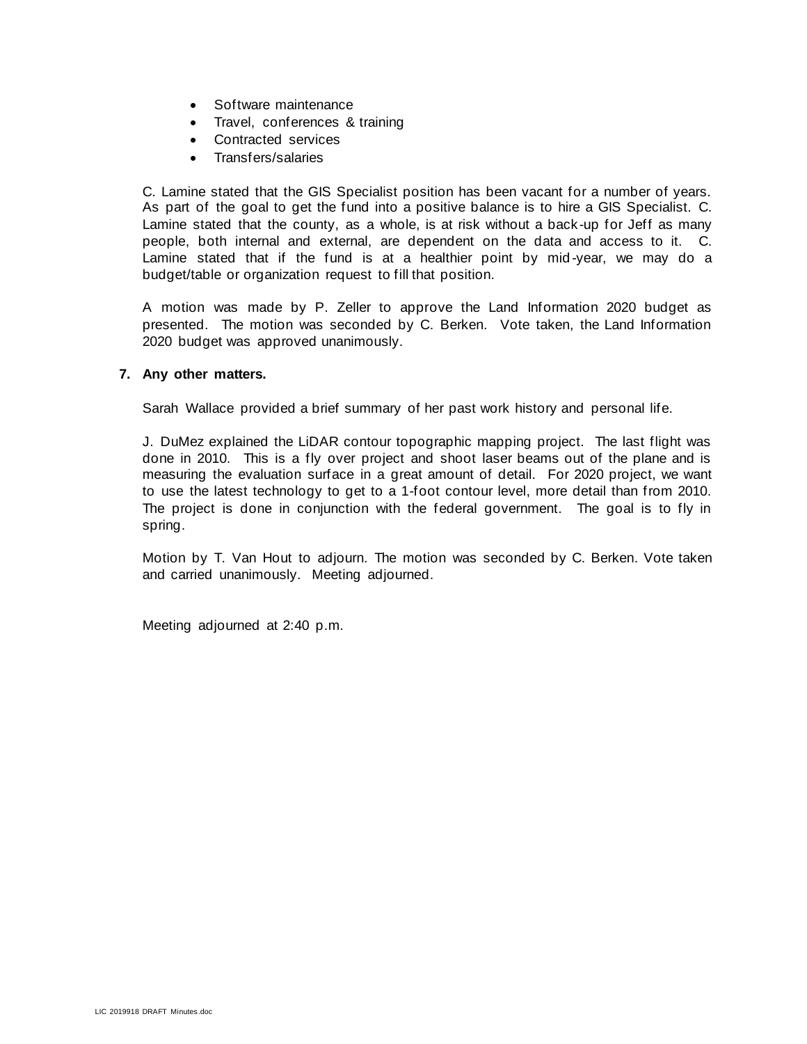- Software maintenance
- Travel, conferences & training
- Contracted services
- Transfers/salaries

C. Lamine stated that the GIS Specialist position has been vacant for a number of years. As part of the goal to get the fund into a positive balance is to hire a GIS Specialist. C. Lamine stated that the county, as a whole, is at risk without a back-up for Jeff as many people, both internal and external, are dependent on the data and access to it. C. Lamine stated that if the fund is at a healthier point by mid-year, we may do a budget/table or organization request to fill that position.

A motion was made by P. Zeller to approve the Land Information 2020 budget as presented. The motion was seconded by C. Berken. Vote taken, the Land Information 2020 budget was approved unanimously.

**7. Any other matters.**

Sarah Wallace provided a brief summary of her past work history and personal life.

J. DuMez explained the LiDAR contour topographic mapping project. The last flight was done in 2010. This is a fly over project and shoot laser beams out of the plane and is measuring the evaluation surface in a great amount of detail. For 2020 project, we want to use the latest technology to get to a 1-foot contour level, more detail than from 2010. The project is done in conjunction with the federal government. The goal is to fly in spring.

Motion by T. Van Hout to adjourn. The motion was seconded by C. Berken. Vote taken and carried unanimously. Meeting adjourned.

Meeting adjourned at 2:40 p.m.